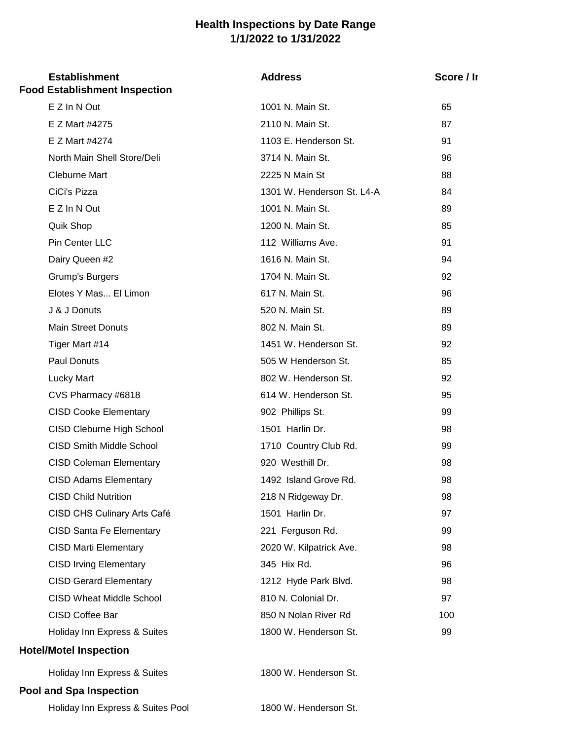# Health Inspections by Date Range
## 1/1/2022 to 1/31/2022

| Establishment | Address | Score / In |
|---|---|---|
| **Food Establishment Inspection** | | |
| E Z In N Out | 1001 N. Main St. | 65 |
| E Z Mart #4275 | 2110 N. Main St. | 87 |
| E Z Mart #4274 | 1103 E. Henderson St. | 91 |
| North Main Shell Store/Deli | 3714 N. Main St. | 96 |
| Cleburne Mart | 2225 N Main St | 88 |
| CiCi's Pizza | 1301 W. Henderson St. L4-A | 84 |
| E Z In N Out | 1001 N. Main St. | 89 |
| Quik Shop | 1200 N. Main St. | 85 |
| Pin Center LLC | 112 Williams Ave. | 91 |
| Dairy Queen #2 | 1616 N. Main St. | 94 |
| Grump's Burgers | 1704 N. Main St. | 92 |
| Elotes Y Mas... El Limon | 617 N. Main St. | 96 |
| J & J Donuts | 520 N. Main St. | 89 |
| Main Street Donuts | 802 N. Main St. | 89 |
| Tiger Mart #14 | 1451 W. Henderson St. | 92 |
| Paul Donuts | 505 W Henderson St. | 85 |
| Lucky Mart | 802 W. Henderson St. | 92 |
| CVS Pharmacy #6818 | 614 W. Henderson St. | 95 |
| CISD Cooke Elementary | 902 Phillips St. | 99 |
| CISD Cleburne High School | 1501 Harlin Dr. | 98 |
| CISD Smith Middle School | 1710 Country Club Rd. | 99 |
| CISD Coleman Elementary | 920 Westhill Dr. | 98 |
| CISD Adams Elementary | 1492 Island Grove Rd. | 98 |
| CISD Child Nutrition | 218 N Ridgeway Dr. | 98 |
| CISD CHS Culinary Arts Café | 1501 Harlin Dr. | 97 |
| CISD Santa Fe Elementary | 221 Ferguson Rd. | 99 |
| CISD Marti Elementary | 2020 W. Kilpatrick Ave. | 98 |
| CISD Irving Elementary | 345 Hix Rd. | 96 |
| CISD Gerard Elementary | 1212 Hyde Park Blvd. | 98 |
| CISD Wheat Middle School | 810 N. Colonial Dr. | 97 |
| CISD Coffee Bar | 850 N Nolan River Rd | 100 |
| Holiday Inn Express & Suites | 1800 W. Henderson St. | 99 |
| **Hotel/Motel Inspection** | | |
| Holiday Inn Express & Suites | 1800 W. Henderson St. | |
| **Pool and Spa Inspection** | | |
| Holiday Inn Express & Suites Pool | 1800 W. Henderson St. | |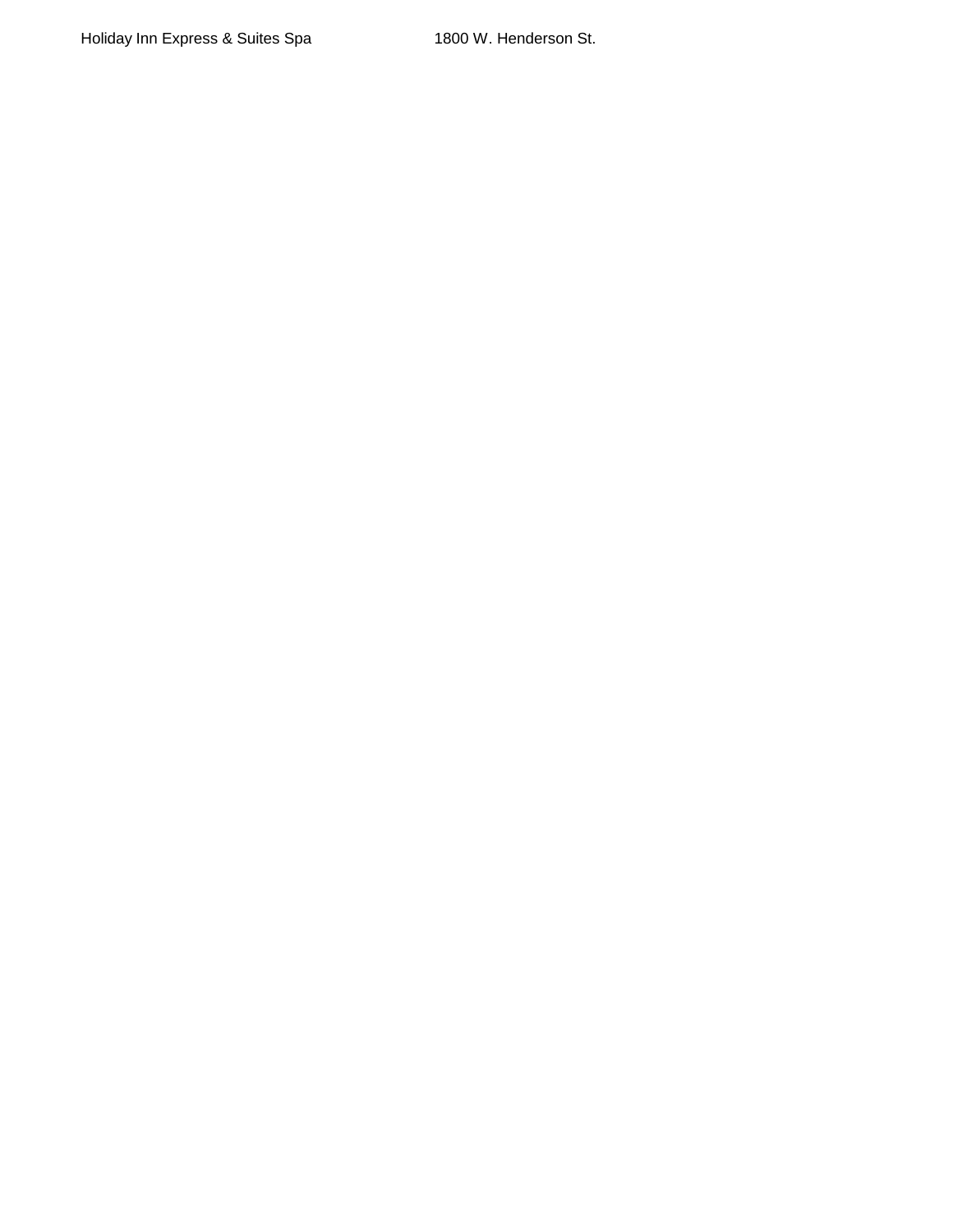| | |
|---|---|
| Holiday Inn Express & Suites Spa | 1800 W. Henderson St. |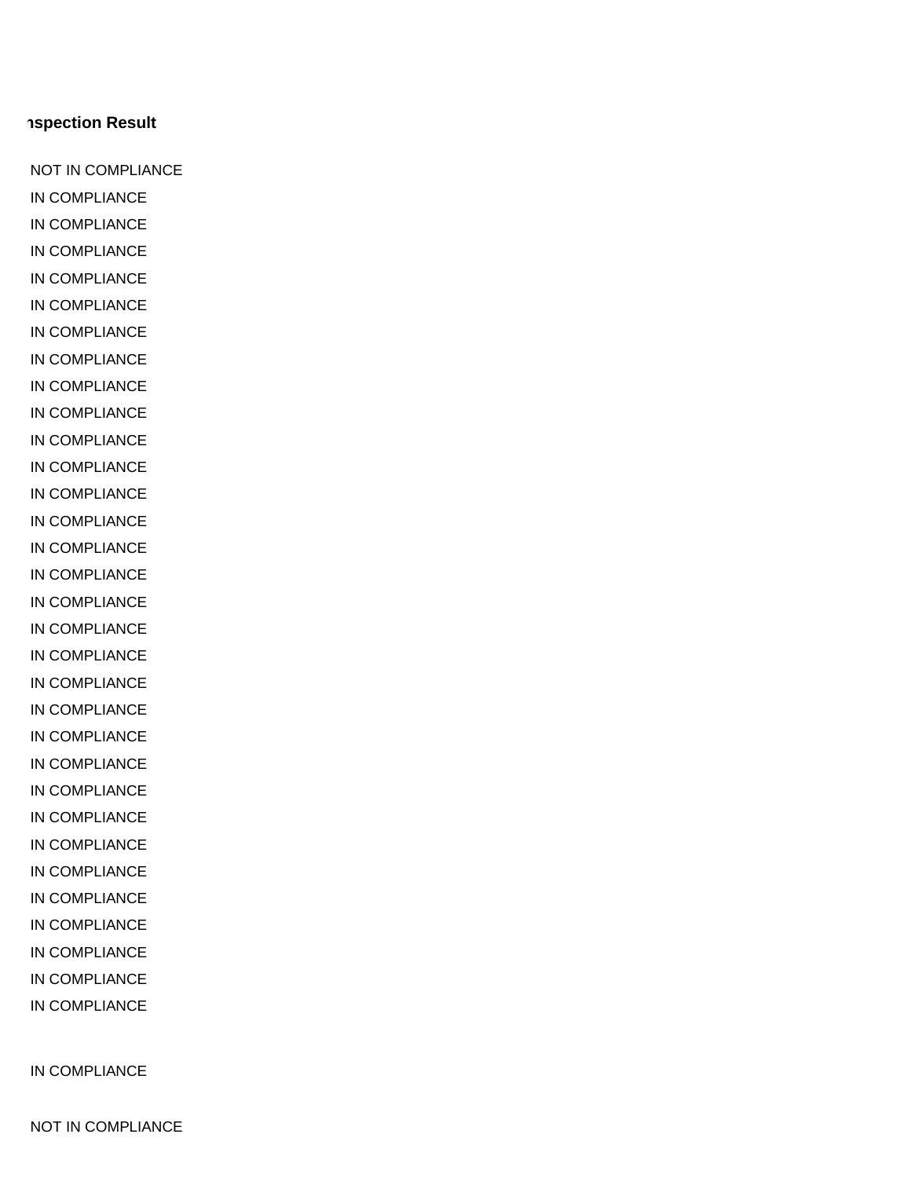| Inspection Result |
|---|
| NOT IN COMPLIANCE |
| IN COMPLIANCE |
| IN COMPLIANCE |
| IN COMPLIANCE |
| IN COMPLIANCE |
| IN COMPLIANCE |
| IN COMPLIANCE |
| IN COMPLIANCE |
| IN COMPLIANCE |
| IN COMPLIANCE |
| IN COMPLIANCE |
| IN COMPLIANCE |
| IN COMPLIANCE |
| IN COMPLIANCE |
| IN COMPLIANCE |
| IN COMPLIANCE |
| IN COMPLIANCE |
| IN COMPLIANCE |
| IN COMPLIANCE |
| IN COMPLIANCE |
| IN COMPLIANCE |
| IN COMPLIANCE |
| IN COMPLIANCE |
| IN COMPLIANCE |
| IN COMPLIANCE |
| IN COMPLIANCE |
| IN COMPLIANCE |
| IN COMPLIANCE |
| IN COMPLIANCE |
| IN COMPLIANCE |
| IN COMPLIANCE |
| IN COMPLIANCE |
| IN COMPLIANCE |
| NOT IN COMPLIANCE |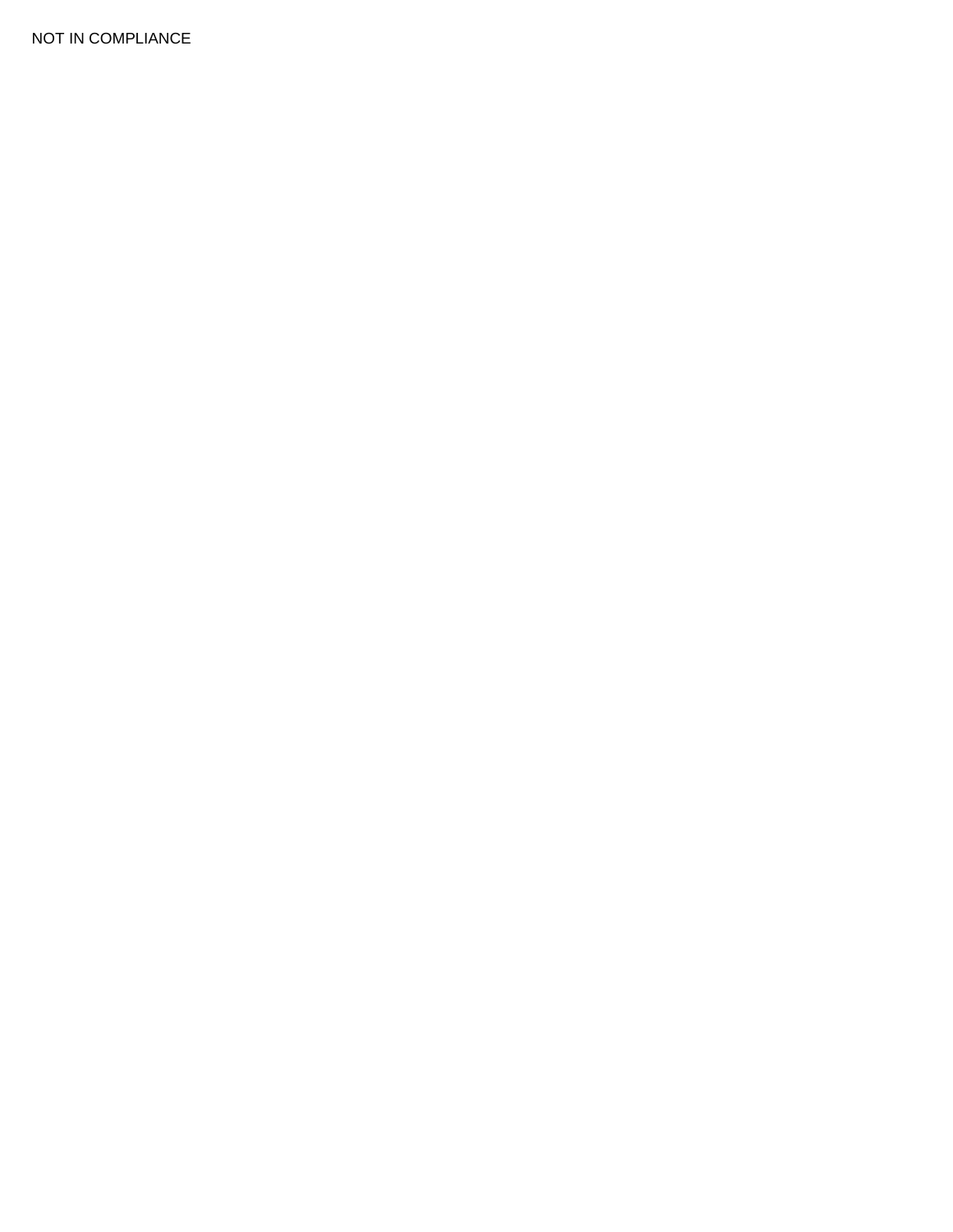NOT IN COMPLIANCE